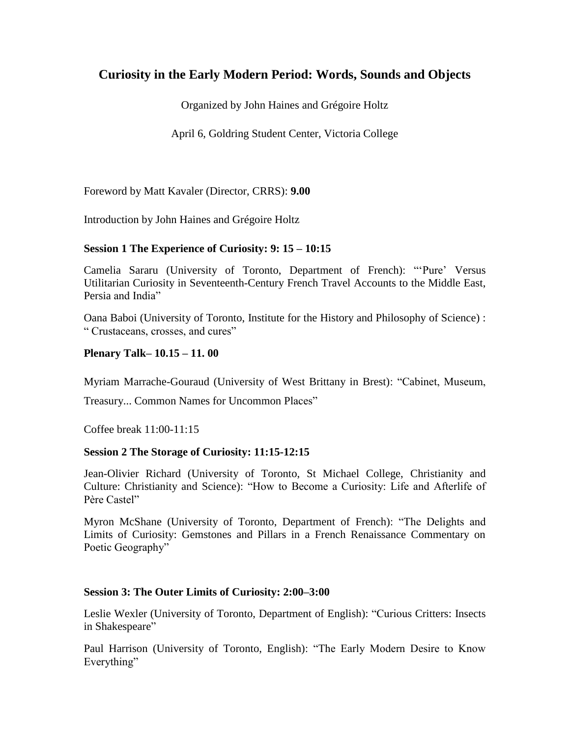# Curiosity in the Early Modern Period: Words, Sounds and Objects

Organized by John Haines and Grégoire Holtz

April 6, Goldring Student Center, Victoria College

Foreword by Matt Kavaler (Director, CRRS): **9.00**

Introduction by John Haines and Grégoire Holtz

**Session 1 The Experience of Curiosity: 9: 15 – 10:15**

Camelia Sararu (University of Toronto, Department of French): "'Pure' Versus Utilitarian Curiosity in Seventeenth-Century French Travel Accounts to the Middle East, Persia and India"

Oana Baboi (University of Toronto, Institute for the History and Philosophy of Science) : " Crustaceans, crosses, and cures"

**Plenary Talk– 10.15 – 11. 00**

Myriam Marrache-Gouraud (University of West Brittany in Brest): "Cabinet, Museum, Treasury... Common Names for Uncommon Places"

Coffee break 11:00-11:15

**Session 2 The Storage of Curiosity: 11:15-12:15**

Jean-Olivier Richard (University of Toronto, St Michael College, Christianity and Culture: Christianity and Science): "How to Become a Curiosity: Life and Afterlife of Père Castel"

Myron McShane (University of Toronto, Department of French): "The Delights and Limits of Curiosity: Gemstones and Pillars in a French Renaissance Commentary on Poetic Geography"

**Session 3: The Outer Limits of Curiosity: 2:00–3:00**

Leslie Wexler (University of Toronto, Department of English): "Curious Critters: Insects in Shakespeare"

Paul Harrison (University of Toronto, English): "The Early Modern Desire to Know Everything"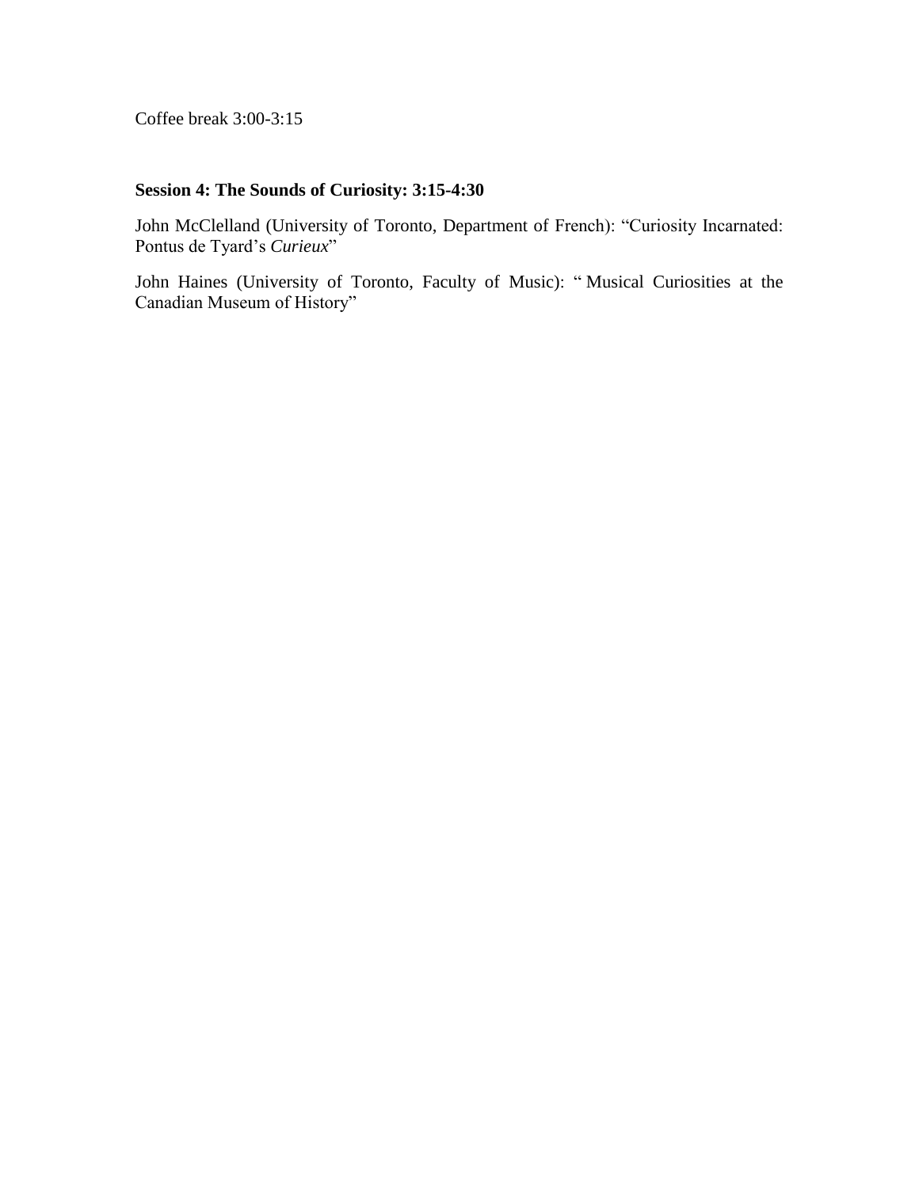Coffee break 3:00-3:15

**Session 4: The Sounds of Curiosity: 3:15-4:30**

John McClelland (University of Toronto, Department of French): "Curiosity Incarnated: Pontus de Tyard's *Curieux*"

John Haines (University of Toronto, Faculty of Music): " Musical Curiosities at the Canadian Museum of History"